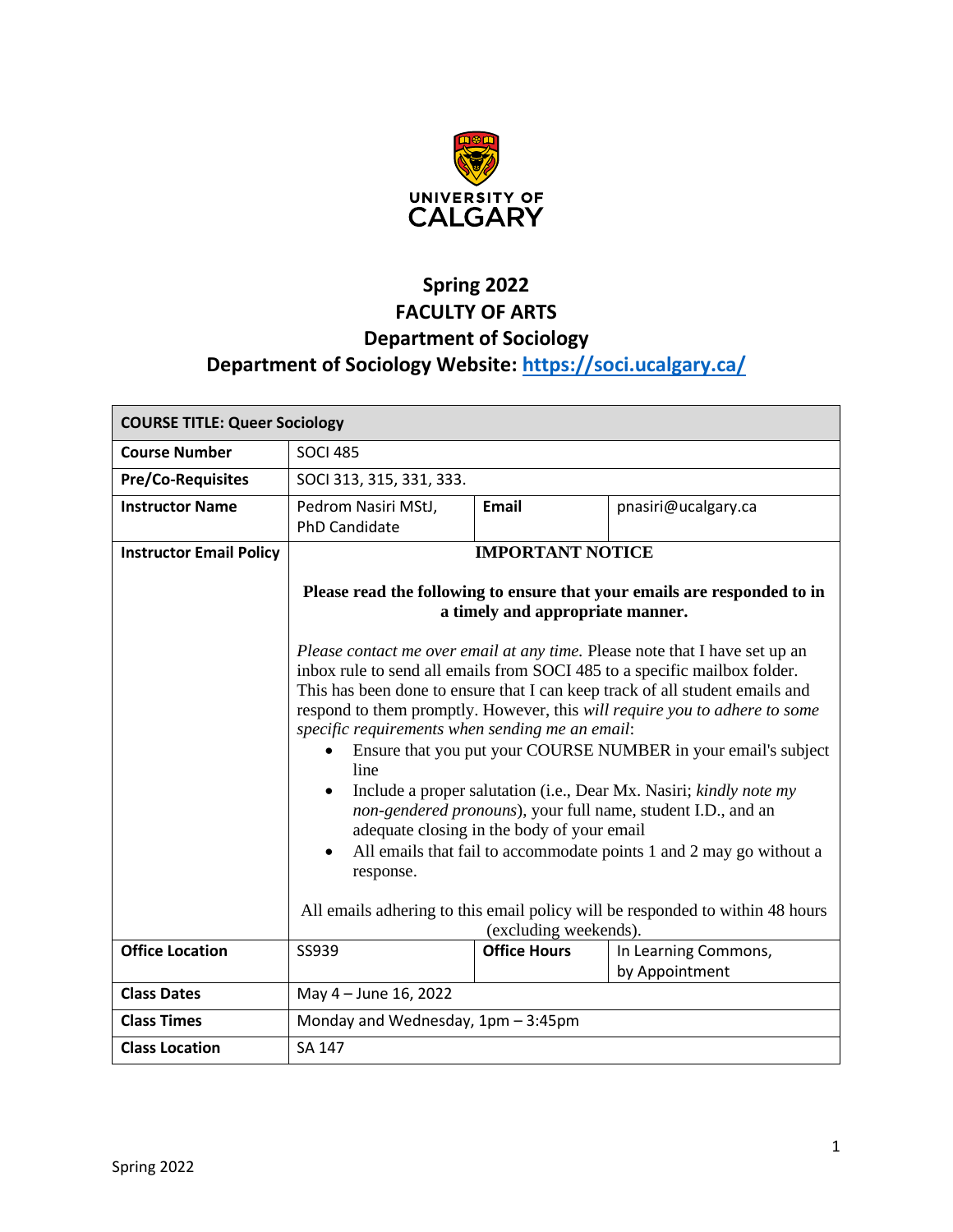**UNIVERSITY OF CALGARY**

# Spring 2022
# FACULTY OF ARTS
# Department of Sociology
# Department of Sociology Website: [https://soci.ucalgary.ca/](https://soci.ucalgary.ca/)

| **COURSE TITLE: Queer Sociology** | | | |
|---|---|---|---|
| **Course Number** | SOCI 485 | | |
| **Pre/Co-Requisites** | SOCI 313, 315, 331, 333. | | |
| **Instructor Name** | Pedrom Nasiri MStJ, PhD Candidate | **Email** | pnasiri@ucalgary.ca |
| **Instructor Email Policy** | **IMPORTANT NOTICE**<br><br>**Please read the following to ensure that your emails are responded to in a timely and appropriate manner.**<br><br>*Please contact me over email at any time.* Please note that I have set up an inbox rule to send all emails from SOCI 485 to a specific mailbox folder. This has been done to ensure that I can keep track of all student emails and respond to them promptly. However, this *will require you to adhere to some specific requirements when sending me an email*:<br>• Ensure that you put your COURSE NUMBER in your email's subject line<br>• Include a proper salutation (i.e., Dear Mx. Nasiri; *kindly note my non-gendered pronouns*), your full name, student I.D., and an adequate closing in the body of your email<br>• All emails that fail to accommodate points 1 and 2 may go without a response.<br><br>All emails adhering to this email policy will be responded to within 48 hours (excluding weekends). | | |
| **Office Location** | SS939 | **Office Hours** | In Learning Commons, by Appointment |
| **Class Dates** | May 4 – June 16, 2022 | | |
| **Class Times** | Monday and Wednesday, 1pm – 3:45pm | | |
| **Class Location** | SA 147 | | |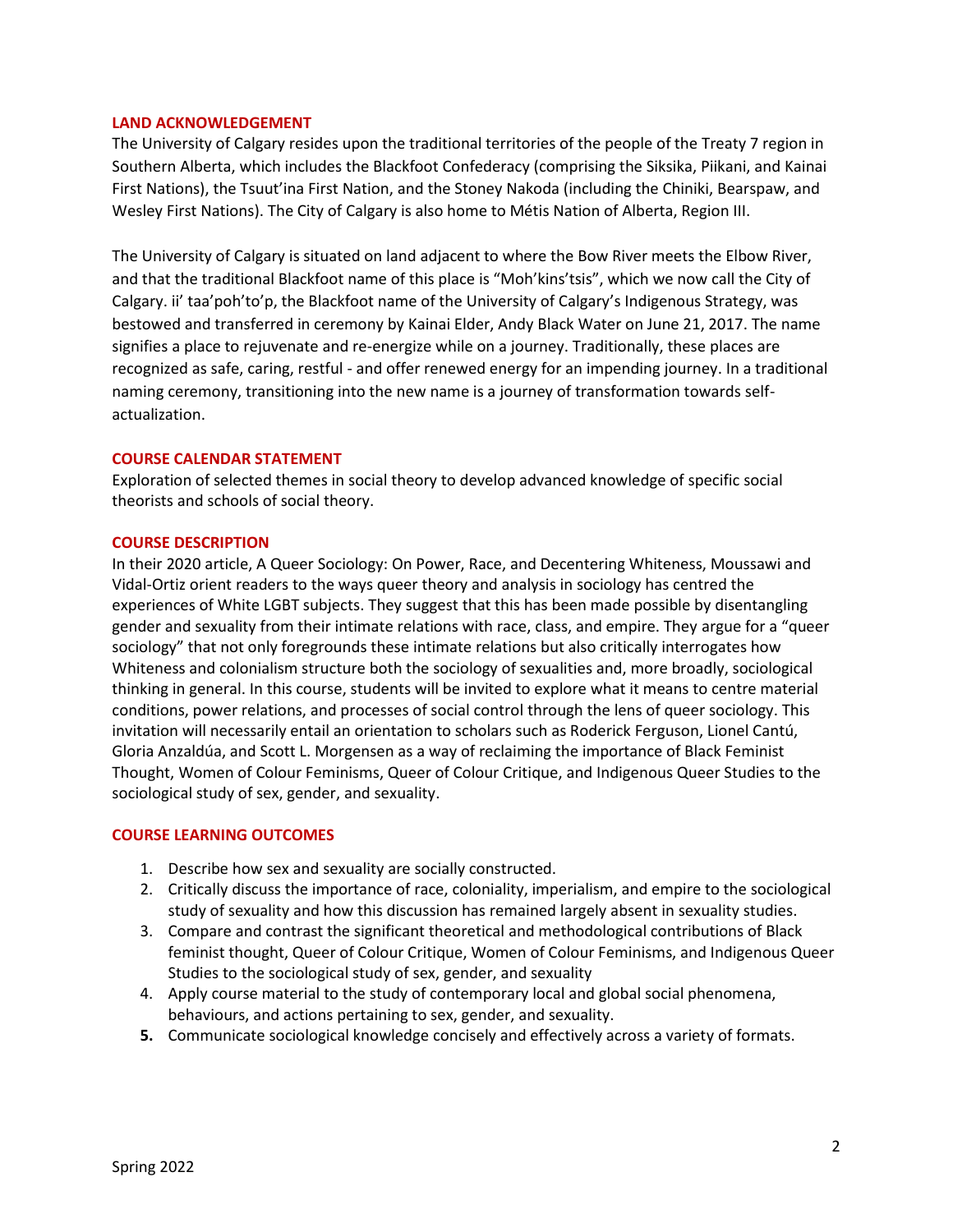## LAND ACKNOWLEDGEMENT

The University of Calgary resides upon the traditional territories of the people of the Treaty 7 region in Southern Alberta, which includes the Blackfoot Confederacy (comprising the Siksika, Piikani, and Kainai First Nations), the Tsuut'ina First Nation, and the Stoney Nakoda (including the Chiniki, Bearspaw, and Wesley First Nations). The City of Calgary is also home to Métis Nation of Alberta, Region III.

The University of Calgary is situated on land adjacent to where the Bow River meets the Elbow River, and that the traditional Blackfoot name of this place is "Moh'kins'tsis", which we now call the City of Calgary. ii' taa'poh'to'p, the Blackfoot name of the University of Calgary's Indigenous Strategy, was bestowed and transferred in ceremony by Kainai Elder, Andy Black Water on June 21, 2017. The name signifies a place to rejuvenate and re-energize while on a journey. Traditionally, these places are recognized as safe, caring, restful - and offer renewed energy for an impending journey. In a traditional naming ceremony, transitioning into the new name is a journey of transformation towards self-actualization.

## COURSE CALENDAR STATEMENT

Exploration of selected themes in social theory to develop advanced knowledge of specific social theorists and schools of social theory.

## COURSE DESCRIPTION

In their 2020 article, A Queer Sociology: On Power, Race, and Decentering Whiteness, Moussawi and Vidal-Ortiz orient readers to the ways queer theory and analysis in sociology has centred the experiences of White LGBT subjects. They suggest that this has been made possible by disentangling gender and sexuality from their intimate relations with race, class, and empire. They argue for a "queer sociology" that not only foregrounds these intimate relations but also critically interrogates how Whiteness and colonialism structure both the sociology of sexualities and, more broadly, sociological thinking in general. In this course, students will be invited to explore what it means to centre material conditions, power relations, and processes of social control through the lens of queer sociology. This invitation will necessarily entail an orientation to scholars such as Roderick Ferguson, Lionel Cantú, Gloria Anzaldúa, and Scott L. Morgensen as a way of reclaiming the importance of Black Feminist Thought, Women of Colour Feminisms, Queer of Colour Critique, and Indigenous Queer Studies to the sociological study of sex, gender, and sexuality.

## COURSE LEARNING OUTCOMES

1. Describe how sex and sexuality are socially constructed.
2. Critically discuss the importance of race, coloniality, imperialism, and empire to the sociological study of sexuality and how this discussion has remained largely absent in sexuality studies.
3. Compare and contrast the significant theoretical and methodological contributions of Black feminist thought, Queer of Colour Critique, Women of Colour Feminisms, and Indigenous Queer Studies to the sociological study of sex, gender, and sexuality
4. Apply course material to the study of contemporary local and global social phenomena, behaviours, and actions pertaining to sex, gender, and sexuality.
5. Communicate sociological knowledge concisely and effectively across a variety of formats.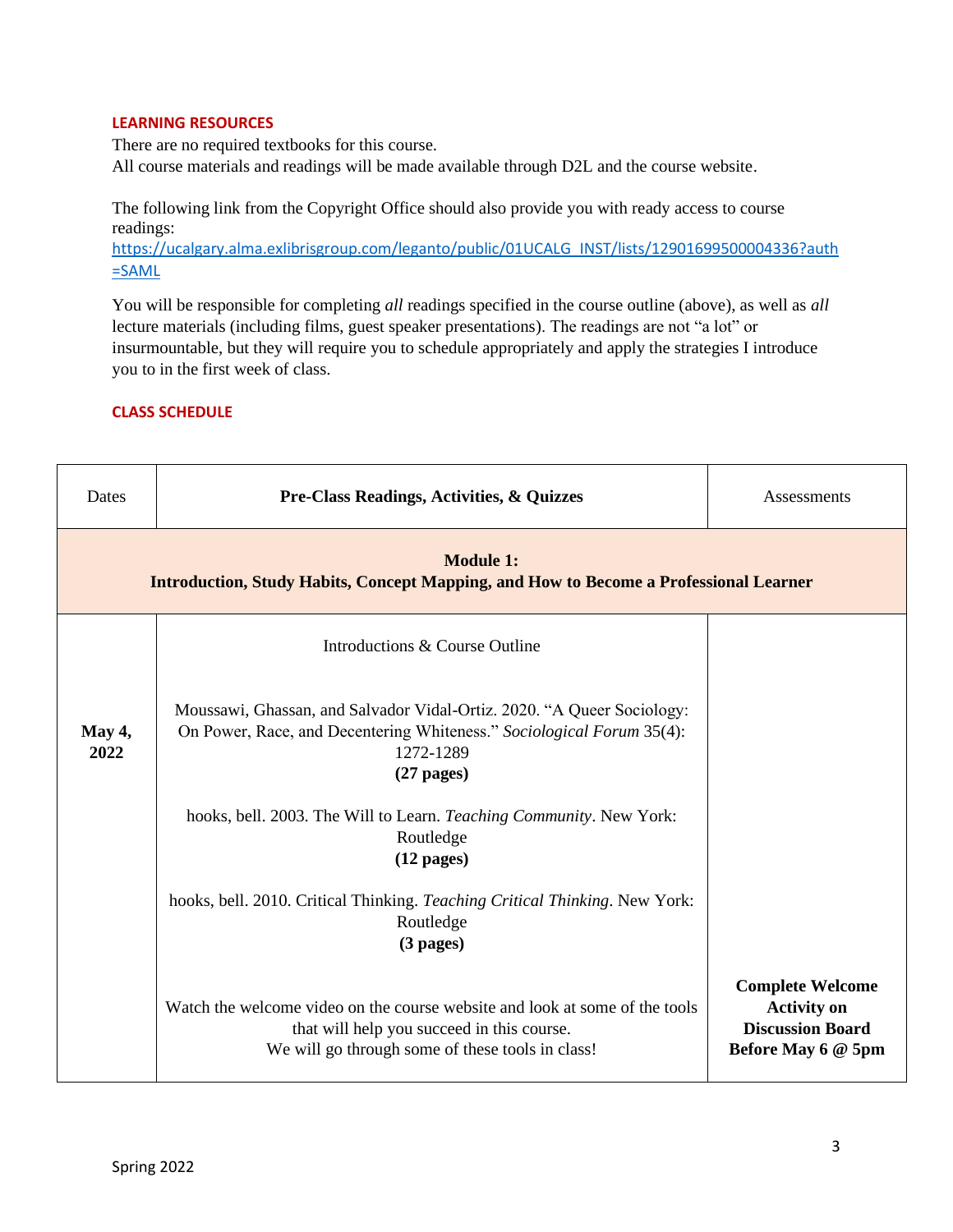## LEARNING RESOURCES

There are no required textbooks for this course.
All course materials and readings will be made available through D2L and the course website.

The following link from the Copyright Office should also provide you with ready access to course readings:
https://ucalgary.alma.exlibrisgroup.com/leganto/public/01UCALG_INST/lists/12901699500004336?auth=SAML

You will be responsible for completing *all* readings specified in the course outline (above), as well as *all* lecture materials (including films, guest speaker presentations). The readings are not "a lot" or insurmountable, but they will require you to schedule appropriately and apply the strategies I introduce you to in the first week of class.

## CLASS SCHEDULE

| Dates | **Pre-Class Readings, Activities, & Quizzes** | Assessments |
|---|---|---|
| | **Module 1: Introduction, Study Habits, Concept Mapping, and How to Become a Professional Learner** | |
| **May 4, 2022** | Introductions & Course Outline<br><br>Moussawi, Ghassan, and Salvador Vidal-Ortiz. 2020. "A Queer Sociology: On Power, Race, and Decentering Whiteness." *Sociological Forum* 35(4): 1272-1289 **(27 pages)**<br><br>hooks, bell. 2003. The Will to Learn. *Teaching Community*. New York: Routledge **(12 pages)**<br><br>hooks, bell. 2010. Critical Thinking. *Teaching Critical Thinking*. New York: Routledge **(3 pages)**<br><br>Watch the welcome video on the course website and look at some of the tools that will help you succeed in this course. We will go through some of these tools in class! | **Complete Welcome Activity on Discussion Board Before May 6 @ 5pm** |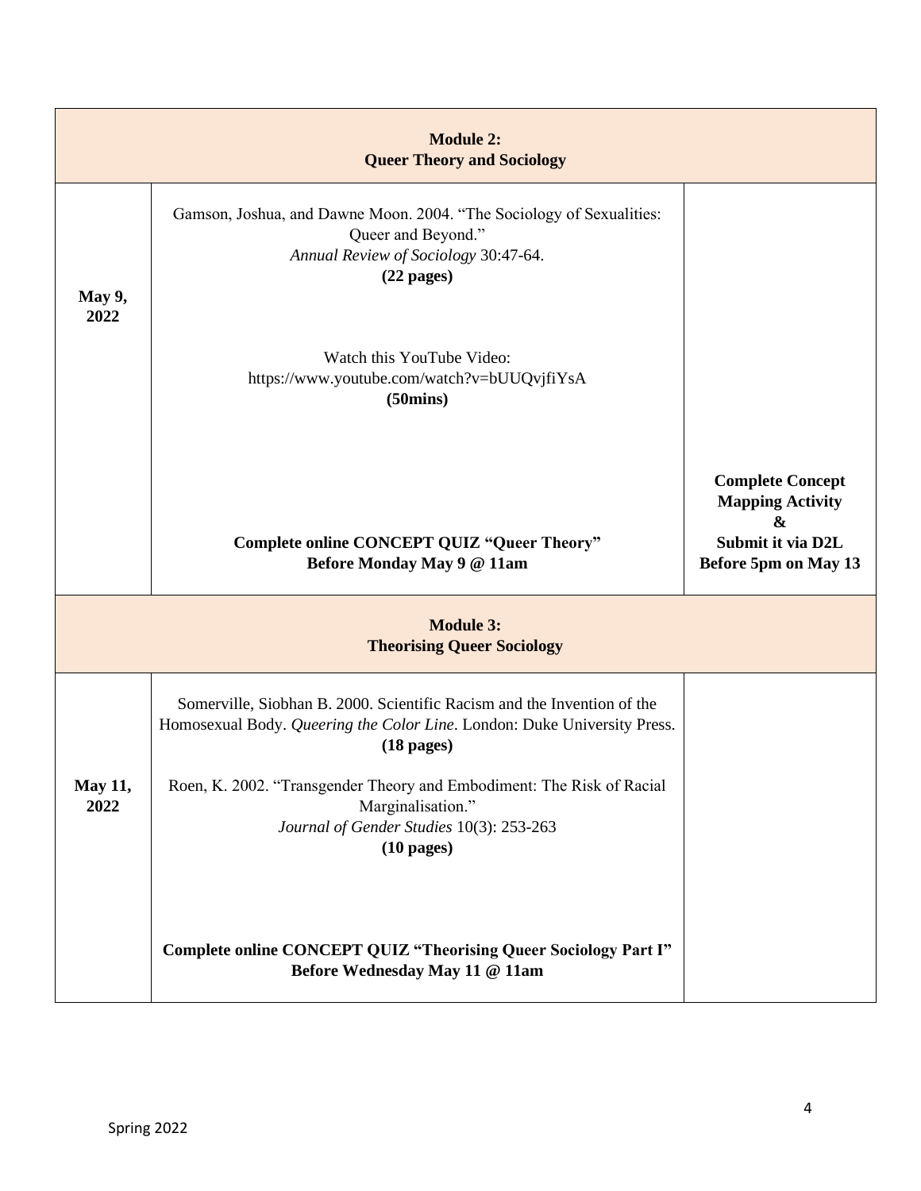| **Module 2: Queer Theory and Sociology** | | |
|---|---|---|
| **May 9, 2022** | Gamson, Joshua, and Dawne Moon. 2004. "The Sociology of Sexualities: Queer and Beyond." *Annual Review of Sociology* 30:47-64. **(22 pages)**<br><br>Watch this YouTube Video: https://www.youtube.com/watch?v=bUUQvjfiYsA **(50mins)**<br><br>**Complete online CONCEPT QUIZ "Queer Theory" Before Monday May 9 @ 11am** | **Complete Concept Mapping Activity & Submit it via D2L Before 5pm on May 13** |
| **Module 3: Theorising Queer Sociology** | | |
| **May 11, 2022** | Somerville, Siobhan B. 2000. Scientific Racism and the Invention of the Homosexual Body. *Queering the Color Line*. London: Duke University Press. **(18 pages)**<br><br>Roen, K. 2002. "Transgender Theory and Embodiment: The Risk of Racial Marginalisation." *Journal of Gender Studies* 10(3): 253-263 **(10 pages)**<br><br>**Complete online CONCEPT QUIZ "Theorising Queer Sociology Part I" Before Wednesday May 11 @ 11am** | |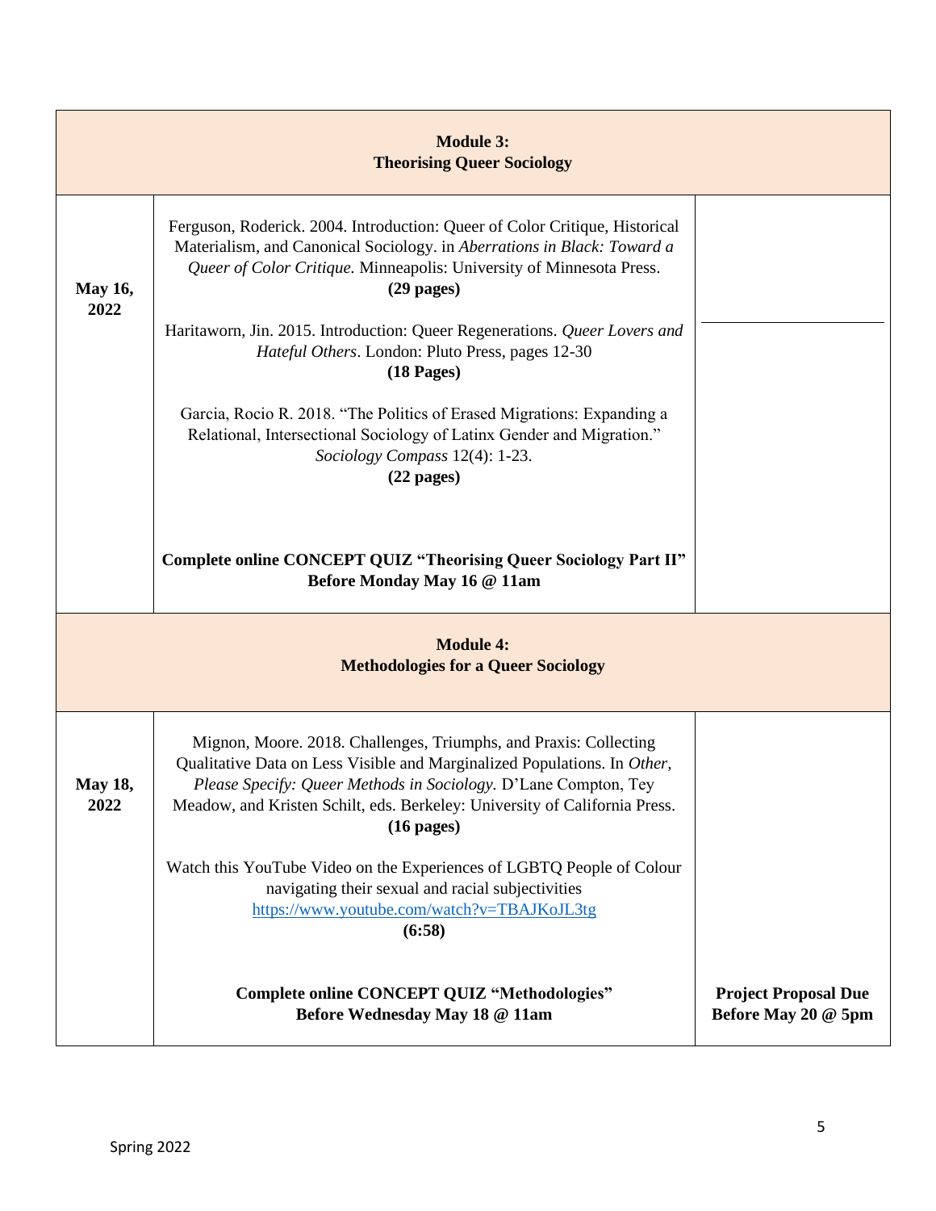| | **Module 3: Theorising Queer Sociology** | |
|---|---|---|
| **May 16, 2022** | Ferguson, Roderick. 2004. Introduction: Queer of Color Critique, Historical Materialism, and Canonical Sociology. in *Aberrations in Black: Toward a Queer of Color Critique.* Minneapolis: University of Minnesota Press. **(29 pages)**<br><br>Haritaworn, Jin. 2015. Introduction: Queer Regenerations. *Queer Lovers and Hateful Others*. London: Pluto Press, pages 12-30 **(18 Pages)**<br><br>Garcia, Rocio R. 2018. "The Politics of Erased Migrations: Expanding a Relational, Intersectional Sociology of Latinx Gender and Migration." *Sociology Compass* 12(4): 1-23. **(22 pages)**<br><br>**Complete online CONCEPT QUIZ "Theorising Queer Sociology Part II" Before Monday May 16 @ 11am** | |
| | **Module 4: Methodologies for a Queer Sociology** | |
| **May 18, 2022** | Mignon, Moore. 2018. Challenges, Triumphs, and Praxis: Collecting Qualitative Data on Less Visible and Marginalized Populations. In *Other, Please Specify: Queer Methods in Sociology*. D'Lane Compton, Tey Meadow, and Kristen Schilt, eds. Berkeley: University of California Press. **(16 pages)**<br><br>Watch this YouTube Video on the Experiences of LGBTQ People of Colour navigating their sexual and racial subjectivities https://www.youtube.com/watch?v=TBAJKoJL3tg **(6:58)**<br><br>**Complete online CONCEPT QUIZ "Methodologies" Before Wednesday May 18 @ 11am** | **Project Proposal Due Before May 20 @ 5pm** |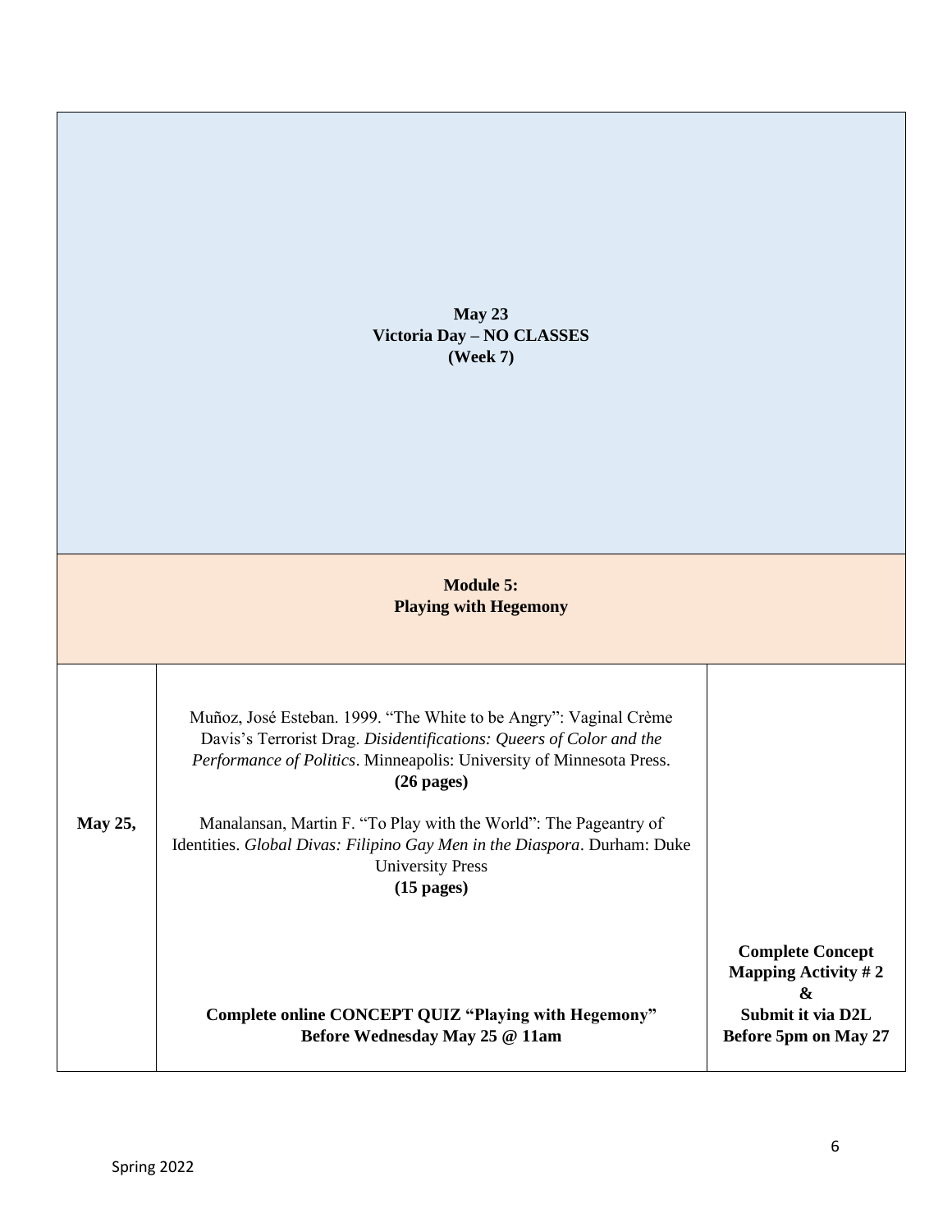| | | |
|---|---|---|
| **May 23**<br>**Victoria Day – NO CLASSES**<br>**(Week 7)** | | |
| **Module 5:**<br>**Playing with Hegemony** | | |
| **May 25,** | Muñoz, José Esteban. 1999. "The White to be Angry": Vaginal Crème Davis's Terrorist Drag. *Disidentifications: Queers of Color and the Performance of Politics*. Minneapolis: University of Minnesota Press.<br>**(26 pages)**<br><br>Manalansan, Martin F. "To Play with the World": The Pageantry of Identities. *Global Divas: Filipino Gay Men in the Diaspora*. Durham: Duke University Press<br>**(15 pages)**<br><br>**Complete online CONCEPT QUIZ "Playing with Hegemony" Before Wednesday May 25 @ 11am** | **Complete Concept Mapping Activity # 2**<br>**&**<br>**Submit it via D2L Before 5pm on May 27** |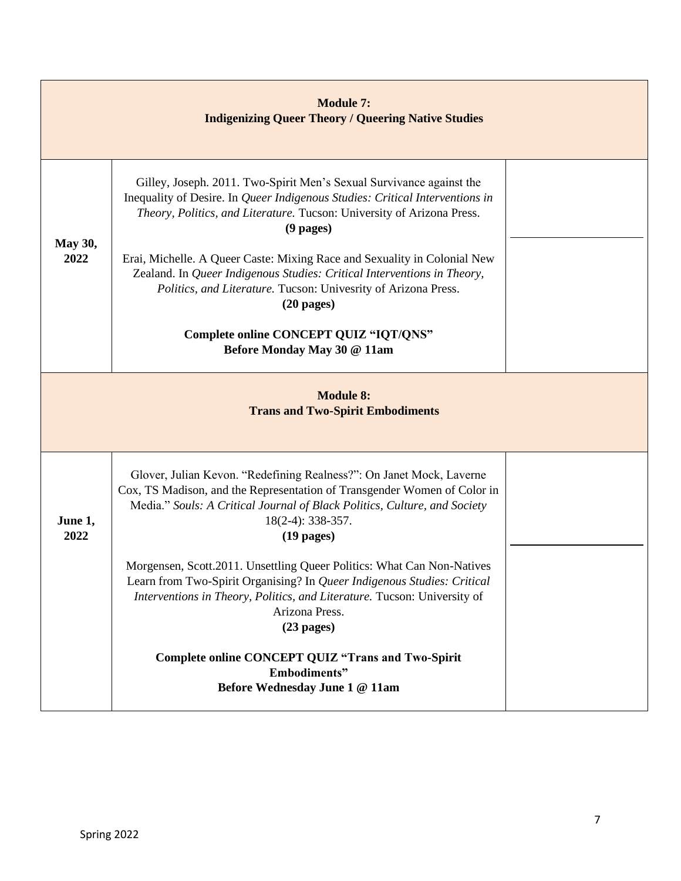| **Module 7: Indigenizing Queer Theory / Queering Native Studies** | | |
|---|---|---|
| **May 30, 2022** | Gilley, Joseph. 2011. Two-Spirit Men's Sexual Survivance against the Inequality of Desire. In *Queer Indigenous Studies: Critical Interventions in Theory, Politics, and Literature.* Tucson: University of Arizona Press. **(9 pages)**<br><br>Erai, Michelle. A Queer Caste: Mixing Race and Sexuality in Colonial New Zealand. In *Queer Indigenous Studies: Critical Interventions in Theory, Politics, and Literature.* Tucson: Univesrity of Arizona Press. **(20 pages)**<br><br>**Complete online CONCEPT QUIZ "IQT/QNS" Before Monday May 30 @ 11am** | |
| **Module 8: Trans and Two-Spirit Embodiments** | | |
| **June 1, 2022** | Glover, Julian Kevon. "Redefining Realness?": On Janet Mock, Laverne Cox, TS Madison, and the Representation of Transgender Women of Color in Media." *Souls: A Critical Journal of Black Politics, Culture, and Society* 18(2-4): 338-357. **(19 pages)**<br><br>Morgensen, Scott.2011. Unsettling Queer Politics: What Can Non-Natives Learn from Two-Spirit Organising? In *Queer Indigenous Studies: Critical Interventions in Theory, Politics, and Literature.* Tucson: University of Arizona Press. **(23 pages)**<br><br>**Complete online CONCEPT QUIZ "Trans and Two-Spirit Embodiments" Before Wednesday June 1 @ 11am** | |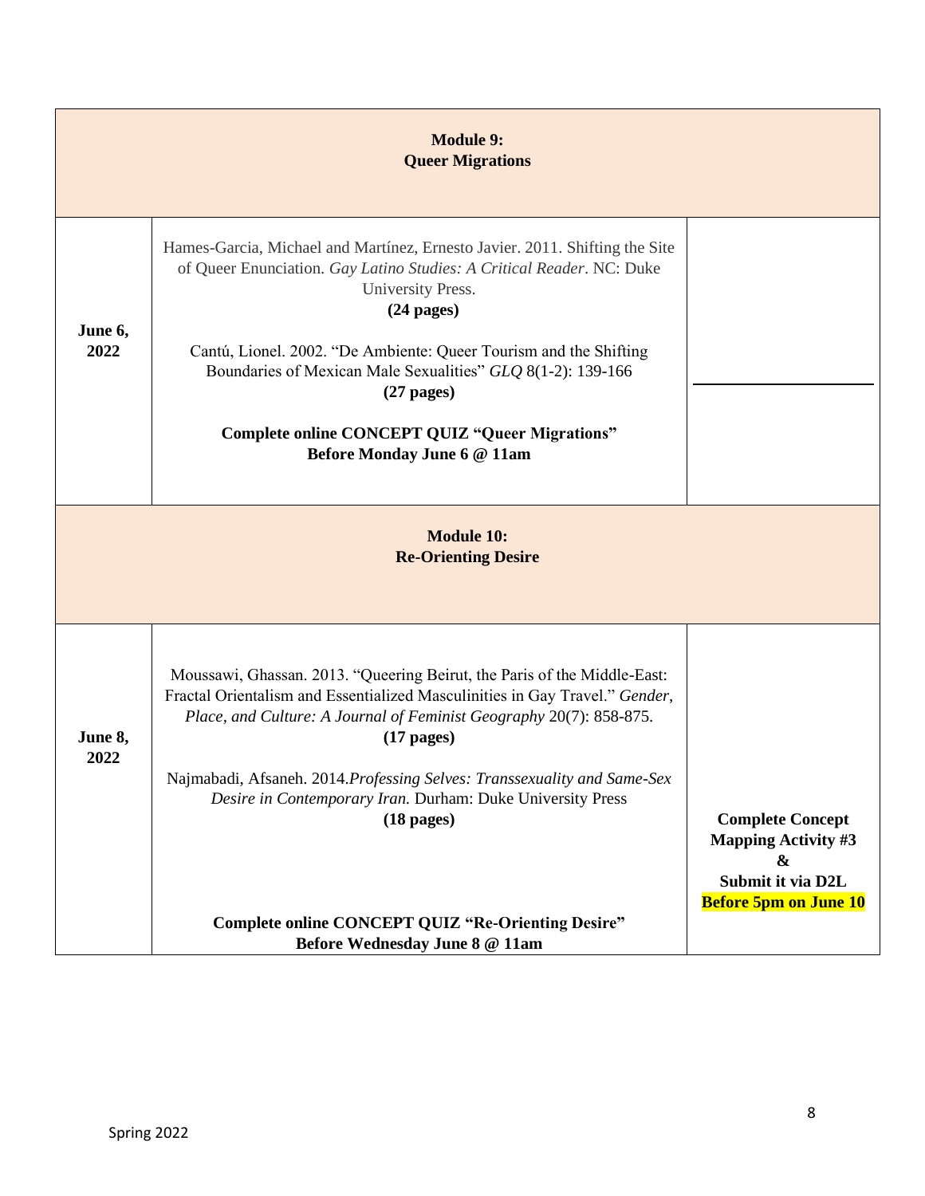| **Module 9: Queer Migrations** | | |
|---|---|---|
| **June 6, 2022** | Hames-Garcia, Michael and Martínez, Ernesto Javier. 2011. Shifting the Site of Queer Enunciation. *Gay Latino Studies: A Critical Reader*. NC: Duke University Press. **(24 pages)**<br><br>Cantú, Lionel. 2002. "De Ambiente: Queer Tourism and the Shifting Boundaries of Mexican Male Sexualities" *GLQ* 8(1-2): 139-166 **(27 pages)**<br><br>**Complete online CONCEPT QUIZ "Queer Migrations" Before Monday June 6 @ 11am** | |
| **Module 10: Re-Orienting Desire** | | |
| **June 8, 2022** | Moussawi, Ghassan. 2013. "Queering Beirut, the Paris of the Middle-East: Fractal Orientalism and Essentialized Masculinities in Gay Travel." *Gender, Place, and Culture: A Journal of Feminist Geography* 20(7): 858-875. **(17 pages)**<br><br>Najmabadi, Afsaneh. 2014.*Professing Selves: Transsexuality and Same-Sex Desire in Contemporary Iran.* Durham: Duke University Press **(18 pages)**<br><br>**Complete online CONCEPT QUIZ "Re-Orienting Desire" Before Wednesday June 8 @ 11am** | **Complete Concept Mapping Activity #3 & Submit it via D2L Before 5pm on June 10** |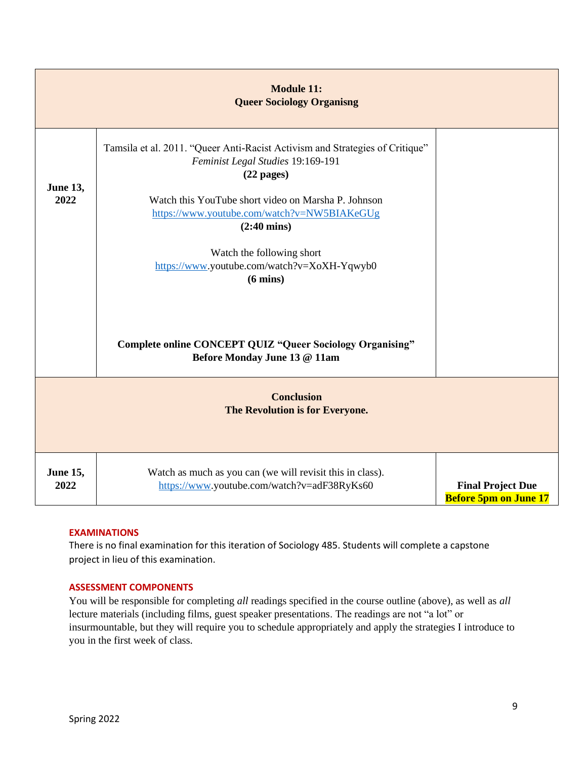| **Module 11: Queer Sociology Organisng** | | |
|---|---|---|
| **June 13, 2022** | Tamsila et al. 2011. "Queer Anti-Racist Activism and Strategies of Critique" *Feminist Legal Studies* 19:169-191 **(22 pages)**<br><br>Watch this YouTube short video on Marsha P. Johnson https://www.youtube.com/watch?v=NW5BIAKeGUg **(2:40 mins)**<br><br>Watch the following short https://www.youtube.com/watch?v=XoXH-Yqwyb0 **(6 mins)**<br><br>**Complete online CONCEPT QUIZ "Queer Sociology Organising" Before Monday June 13 @ 11am** | |
| **Conclusion The Revolution is for Everyone.** | | |
| **June 15, 2022** | Watch as much as you can (we will revisit this in class). https://www.youtube.com/watch?v=adF38RyKs60 | **Final Project Due Before 5pm on June 17** |

### EXAMINATIONS

There is no final examination for this iteration of Sociology 485. Students will complete a capstone project in lieu of this examination.

### ASSESSMENT COMPONENTS

You will be responsible for completing *all* readings specified in the course outline (above), as well as *all* lecture materials (including films, guest speaker presentations. The readings are not "a lot" or insurmountable, but they will require you to schedule appropriately and apply the strategies I introduce to you in the first week of class.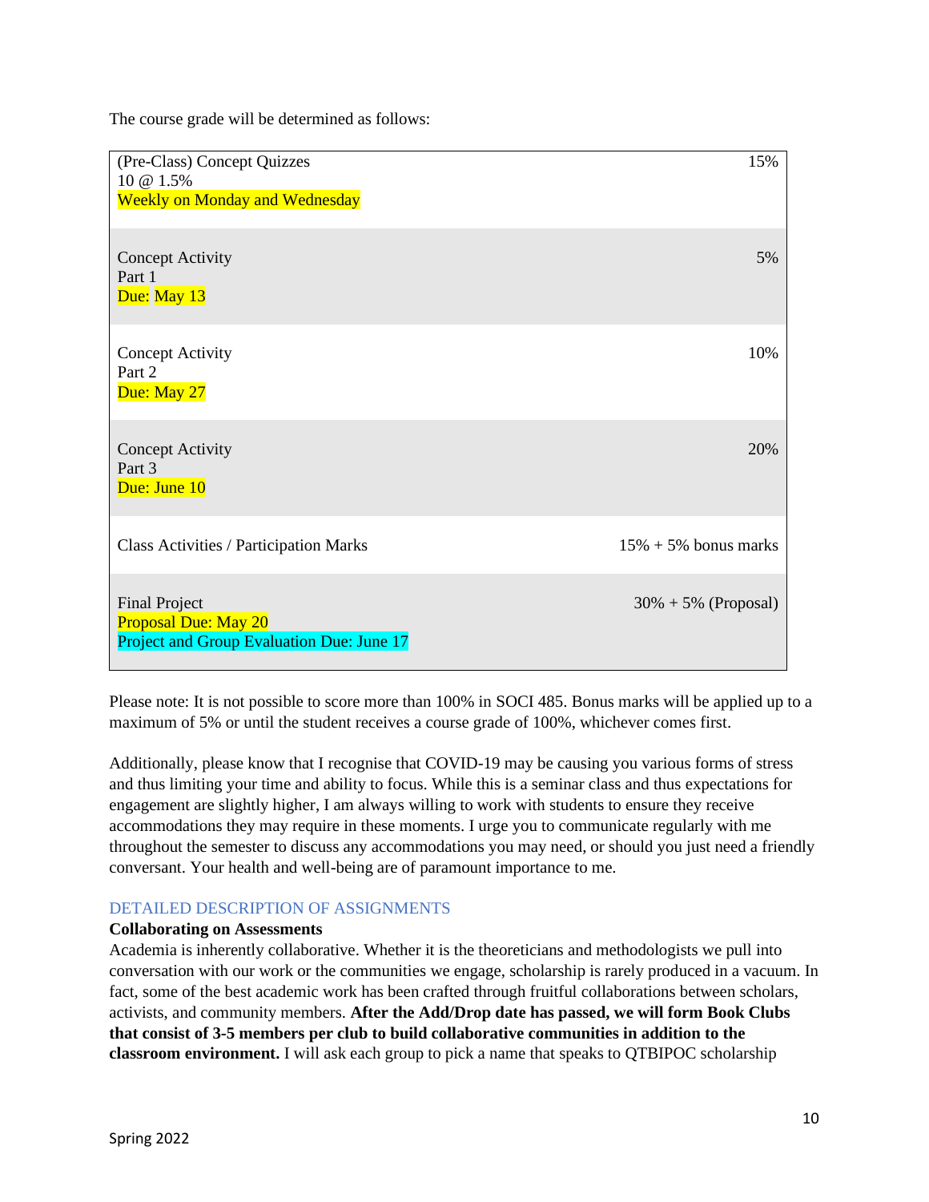The course grade will be determined as follows:

| Assessment | Weight |
|---|---|
| (Pre-Class) Concept Quizzes<br>10 @ 1.5%<br>Weekly on Monday and Wednesday | 15% |
| Concept Activity<br>Part 1<br>Due: May 13 | 5% |
| Concept Activity<br>Part 2<br>Due: May 27 | 10% |
| Concept Activity<br>Part 3<br>Due: June 10 | 20% |
| Class Activities / Participation Marks | 15% + 5% bonus marks |
| Final Project<br>Proposal Due: May 20<br>Project and Group Evaluation Due: June 17 | 30% + 5% (Proposal) |

Please note: It is not possible to score more than 100% in SOCI 485. Bonus marks will be applied up to a maximum of 5% or until the student receives a course grade of 100%, whichever comes first.

Additionally, please know that I recognise that COVID-19 may be causing you various forms of stress and thus limiting your time and ability to focus. While this is a seminar class and thus expectations for engagement are slightly higher, I am always willing to work with students to ensure they receive accommodations they may require in these moments. I urge you to communicate regularly with me throughout the semester to discuss any accommodations you may need, or should you just need a friendly conversant. Your health and well-being are of paramount importance to me.

## DETAILED DESCRIPTION OF ASSIGNMENTS

**Collaborating on Assessments**

Academia is inherently collaborative. Whether it is the theoreticians and methodologists we pull into conversation with our work or the communities we engage, scholarship is rarely produced in a vacuum. In fact, some of the best academic work has been crafted through fruitful collaborations between scholars, activists, and community members. **After the Add/Drop date has passed, we will form Book Clubs that consist of 3-5 members per club to build collaborative communities in addition to the classroom environment.** I will ask each group to pick a name that speaks to QTBIPOC scholarship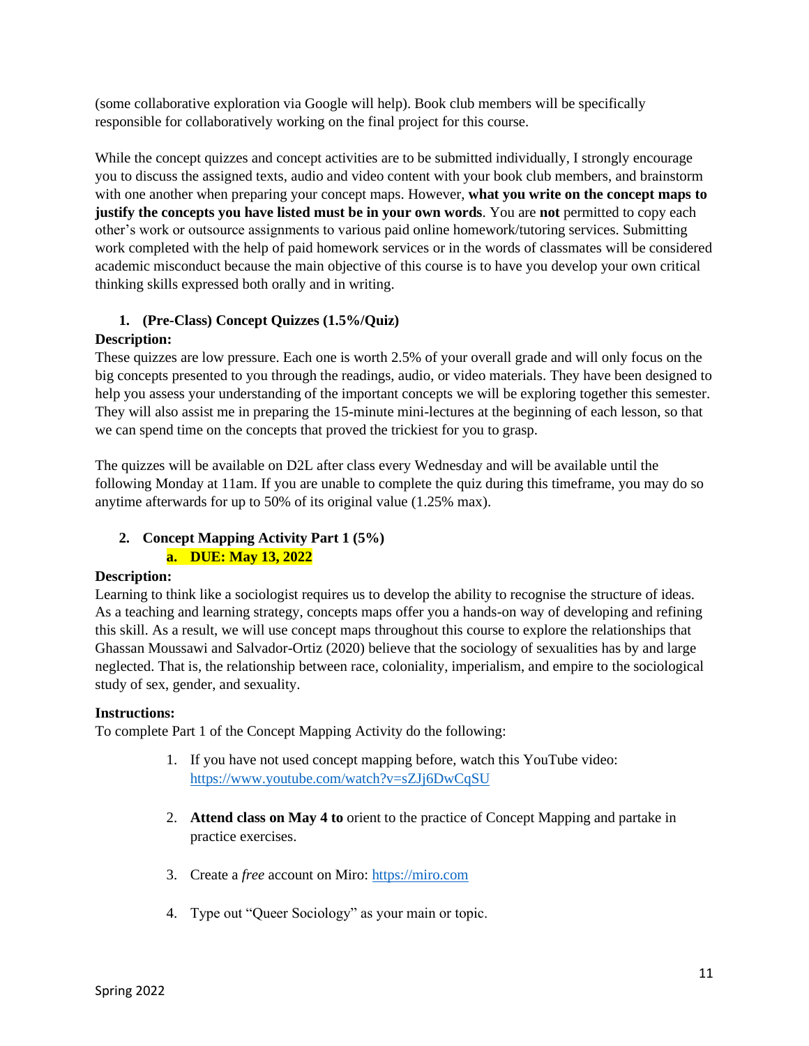(some collaborative exploration via Google will help). Book club members will be specifically responsible for collaboratively working on the final project for this course.

While the concept quizzes and concept activities are to be submitted individually, I strongly encourage you to discuss the assigned texts, audio and video content with your book club members, and brainstorm with one another when preparing your concept maps. However, **what you write on the concept maps to justify the concepts you have listed must be in your own words**. You are **not** permitted to copy each other's work or outsource assignments to various paid online homework/tutoring services. Submitting work completed with the help of paid homework services or in the words of classmates will be considered academic misconduct because the main objective of this course is to have you develop your own critical thinking skills expressed both orally and in writing.

1. **(Pre-Class) Concept Quizzes (1.5%/Quiz)**

**Description:**
These quizzes are low pressure. Each one is worth 2.5% of your overall grade and will only focus on the big concepts presented to you through the readings, audio, or video materials. They have been designed to help you assess your understanding of the important concepts we will be exploring together this semester. They will also assist me in preparing the 15-minute mini-lectures at the beginning of each lesson, so that we can spend time on the concepts that proved the trickiest for you to grasp.

The quizzes will be available on D2L after class every Wednesday and will be available until the following Monday at 11am. If you are unable to complete the quiz during this timeframe, you may do so anytime afterwards for up to 50% of its original value (1.25% max).

2. **Concept Mapping Activity Part 1 (5%)**
   a. **DUE: May 13, 2022**

**Description:**
Learning to think like a sociologist requires us to develop the ability to recognise the structure of ideas. As a teaching and learning strategy, concepts maps offer you a hands-on way of developing and refining this skill. As a result, we will use concept maps throughout this course to explore the relationships that Ghassan Moussawi and Salvador-Ortiz (2020) believe that the sociology of sexualities has by and large neglected. That is, the relationship between race, coloniality, imperialism, and empire to the sociological study of sex, gender, and sexuality.

**Instructions:**
To complete Part 1 of the Concept Mapping Activity do the following:

1. If you have not used concept mapping before, watch this YouTube video: https://www.youtube.com/watch?v=sZJj6DwCqSU
2. **Attend class on May 4 to** orient to the practice of Concept Mapping and partake in practice exercises.
3. Create a *free* account on Miro: https://miro.com
4. Type out "Queer Sociology" as your main or topic.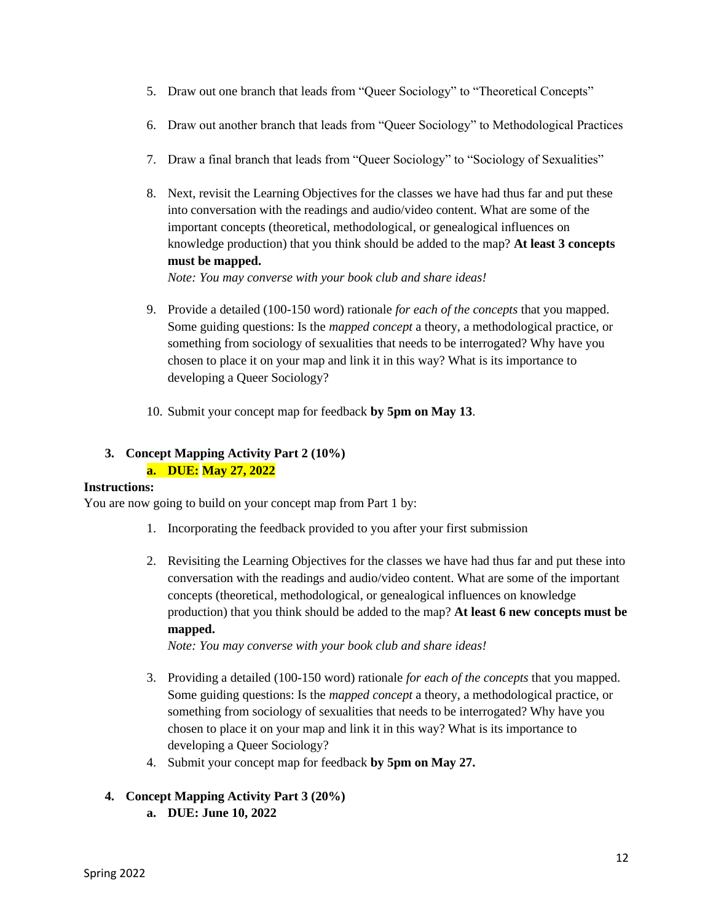5. Draw out one branch that leads from "Queer Sociology" to "Theoretical Concepts"

6. Draw out another branch that leads from "Queer Sociology" to Methodological Practices

7. Draw a final branch that leads from "Queer Sociology" to "Sociology of Sexualities"

8. Next, revisit the Learning Objectives for the classes we have had thus far and put these into conversation with the readings and audio/video content. What are some of the important concepts (theoretical, methodological, or genealogical influences on knowledge production) that you think should be added to the map? **At least 3 concepts must be mapped.**
   *Note: You may converse with your book club and share ideas!*

9. Provide a detailed (100-150 word) rationale *for each of the concepts* that you mapped. Some guiding questions: Is the *mapped concept* a theory, a methodological practice, or something from sociology of sexualities that needs to be interrogated? Why have you chosen to place it on your map and link it in this way? What is its importance to developing a Queer Sociology?

10. Submit your concept map for feedback **by 5pm on May 13**.

3. **Concept Mapping Activity Part 2 (10%)**
   a. **DUE: May 27, 2022**

**Instructions:**

You are now going to build on your concept map from Part 1 by:

1. Incorporating the feedback provided to you after your first submission

2. Revisiting the Learning Objectives for the classes we have had thus far and put these into conversation with the readings and audio/video content. What are some of the important concepts (theoretical, methodological, or genealogical influences on knowledge production) that you think should be added to the map? **At least 6 new concepts must be mapped.**
   *Note: You may converse with your book club and share ideas!*

3. Providing a detailed (100-150 word) rationale *for each of the concepts* that you mapped. Some guiding questions: Is the *mapped concept* a theory, a methodological practice, or something from sociology of sexualities that needs to be interrogated? Why have you chosen to place it on your map and link it in this way? What is its importance to developing a Queer Sociology?
4. Submit your concept map for feedback **by 5pm on May 27.**

4. **Concept Mapping Activity Part 3 (20%)**
   a. **DUE: June 10, 2022**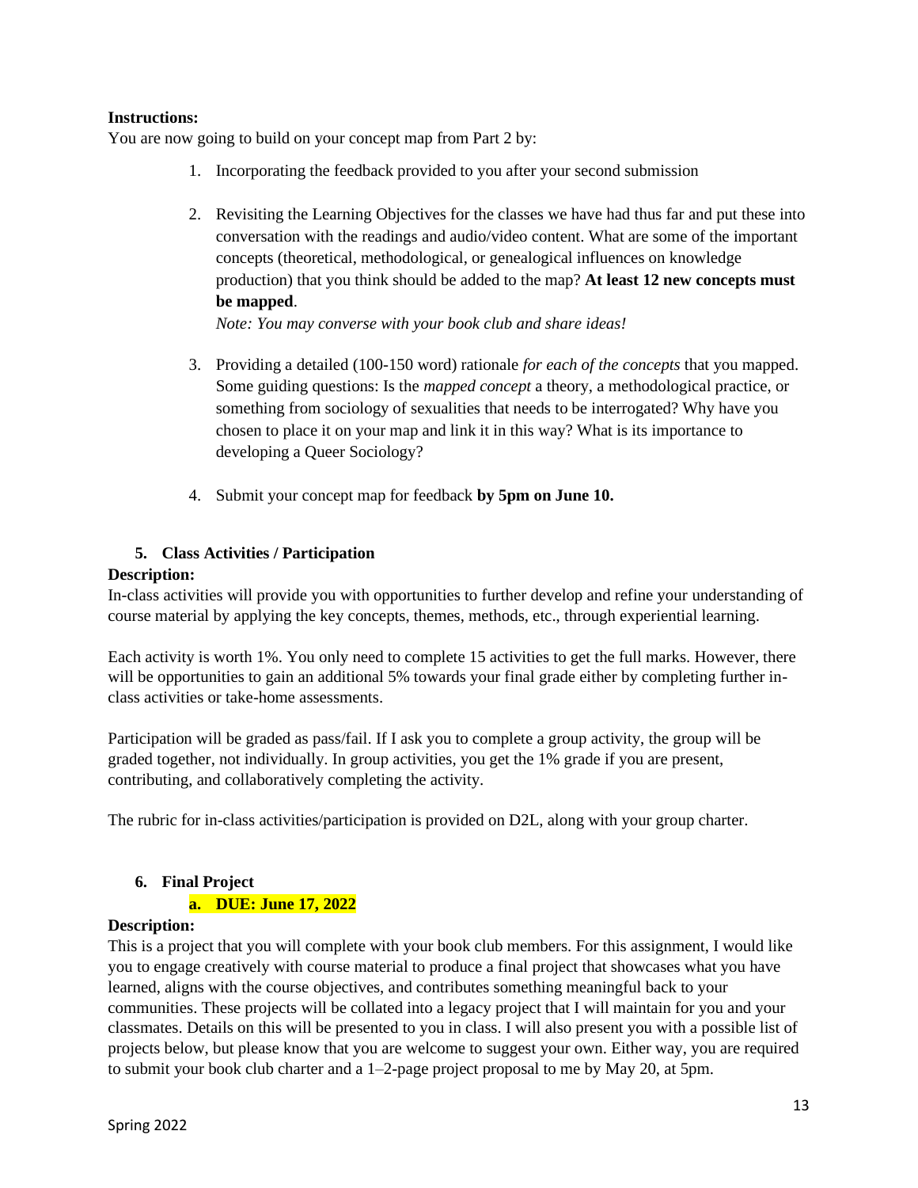**Instructions:**

You are now going to build on your concept map from Part 2 by:

1. Incorporating the feedback provided to you after your second submission

2. Revisiting the Learning Objectives for the classes we have had thus far and put these into conversation with the readings and audio/video content. What are some of the important concepts (theoretical, methodological, or genealogical influences on knowledge production) that you think should be added to the map? **At least 12 new concepts must be mapped**.
   *Note: You may converse with your book club and share ideas!*

3. Providing a detailed (100-150 word) rationale *for each of the concepts* that you mapped. Some guiding questions: Is the *mapped concept* a theory, a methodological practice, or something from sociology of sexualities that needs to be interrogated? Why have you chosen to place it on your map and link it in this way? What is its importance to developing a Queer Sociology?

4. Submit your concept map for feedback **by 5pm on June 10.**

### 5. Class Activities / Participation

**Description:**

In-class activities will provide you with opportunities to further develop and refine your understanding of course material by applying the key concepts, themes, methods, etc., through experiential learning.

Each activity is worth 1%. You only need to complete 15 activities to get the full marks. However, there will be opportunities to gain an additional 5% towards your final grade either by completing further in-class activities or take-home assessments.

Participation will be graded as pass/fail. If I ask you to complete a group activity, the group will be graded together, not individually. In group activities, you get the 1% grade if you are present, contributing, and collaboratively completing the activity.

The rubric for in-class activities/participation is provided on D2L, along with your group charter.

### 6. Final Project

a. **DUE: June 17, 2022**

**Description:**

This is a project that you will complete with your book club members. For this assignment, I would like you to engage creatively with course material to produce a final project that showcases what you have learned, aligns with the course objectives, and contributes something meaningful back to your communities. These projects will be collated into a legacy project that I will maintain for you and your classmates. Details on this will be presented to you in class. I will also present you with a possible list of projects below, but please know that you are welcome to suggest your own. Either way, you are required to submit your book club charter and a 1–2-page project proposal to me by May 20, at 5pm.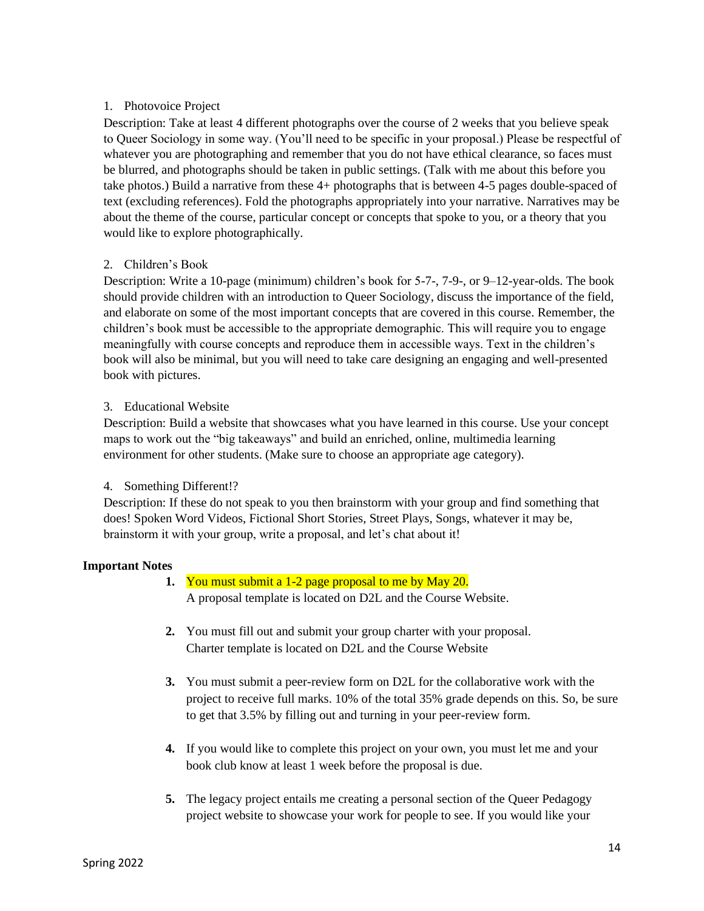1. Photovoice Project

Description: Take at least 4 different photographs over the course of 2 weeks that you believe speak to Queer Sociology in some way. (You'll need to be specific in your proposal.) Please be respectful of whatever you are photographing and remember that you do not have ethical clearance, so faces must be blurred, and photographs should be taken in public settings. (Talk with me about this before you take photos.) Build a narrative from these 4+ photographs that is between 4-5 pages double-spaced of text (excluding references). Fold the photographs appropriately into your narrative. Narratives may be about the theme of the course, particular concept or concepts that spoke to you, or a theory that you would like to explore photographically.

2. Children's Book

Description: Write a 10-page (minimum) children's book for 5-7-, 7-9-, or 9–12-year-olds. The book should provide children with an introduction to Queer Sociology, discuss the importance of the field, and elaborate on some of the most important concepts that are covered in this course. Remember, the children's book must be accessible to the appropriate demographic. This will require you to engage meaningfully with course concepts and reproduce them in accessible ways. Text in the children's book will also be minimal, but you will need to take care designing an engaging and well-presented book with pictures.

3. Educational Website

Description: Build a website that showcases what you have learned in this course. Use your concept maps to work out the "big takeaways" and build an enriched, online, multimedia learning environment for other students. (Make sure to choose an appropriate age category).

4. Something Different!?

Description: If these do not speak to you then brainstorm with your group and find something that does! Spoken Word Videos, Fictional Short Stories, Street Plays, Songs, whatever it may be, brainstorm it with your group, write a proposal, and let's chat about it!

**Important Notes**

1. You must submit a 1-2 page proposal to me by May 20.
   A proposal template is located on D2L and the Course Website.

2. You must fill out and submit your group charter with your proposal.
   Charter template is located on D2L and the Course Website

3. You must submit a peer-review form on D2L for the collaborative work with the project to receive full marks. 10% of the total 35% grade depends on this. So, be sure to get that 3.5% by filling out and turning in your peer-review form.

4. If you would like to complete this project on your own, you must let me and your book club know at least 1 week before the proposal is due.

5. The legacy project entails me creating a personal section of the Queer Pedagogy project website to showcase your work for people to see. If you would like your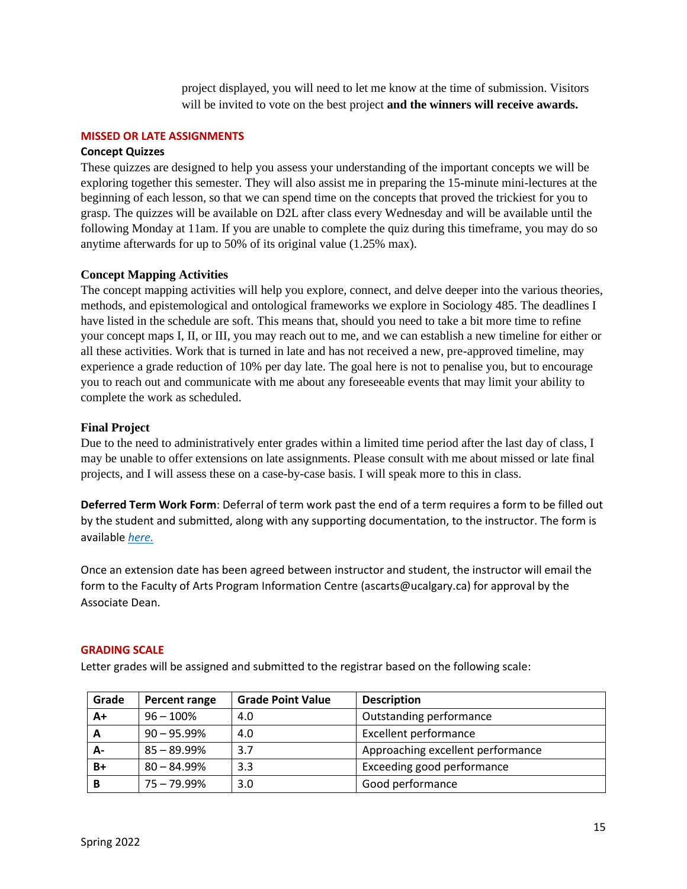project displayed, you will need to let me know at the time of submission. Visitors will be invited to vote on the best project **and the winners will receive awards.**

## MISSED OR LATE ASSIGNMENTS

### Concept Quizzes

These quizzes are designed to help you assess your understanding of the important concepts we will be exploring together this semester. They will also assist me in preparing the 15-minute mini-lectures at the beginning of each lesson, so that we can spend time on the concepts that proved the trickiest for you to grasp. The quizzes will be available on D2L after class every Wednesday and will be available until the following Monday at 11am. If you are unable to complete the quiz during this timeframe, you may do so anytime afterwards for up to 50% of its original value (1.25% max).

### Concept Mapping Activities

The concept mapping activities will help you explore, connect, and delve deeper into the various theories, methods, and epistemological and ontological frameworks we explore in Sociology 485. The deadlines I have listed in the schedule are soft. This means that, should you need to take a bit more time to refine your concept maps I, II, or III, you may reach out to me, and we can establish a new timeline for either or all these activities. Work that is turned in late and has not received a new, pre-approved timeline, may experience a grade reduction of 10% per day late. The goal here is not to penalise you, but to encourage you to reach out and communicate with me about any foreseeable events that may limit your ability to complete the work as scheduled.

### Final Project

Due to the need to administratively enter grades within a limited time period after the last day of class, I may be unable to offer extensions on late assignments. Please consult with me about missed or late final projects, and I will assess these on a case-by-case basis. I will speak more to this in class.

**Deferred Term Work Form**: Deferral of term work past the end of a term requires a form to be filled out by the student and submitted, along with any supporting documentation, to the instructor. The form is available *here.*

Once an extension date has been agreed between instructor and student, the instructor will email the form to the Faculty of Arts Program Information Centre (ascarts@ucalgary.ca) for approval by the Associate Dean.

## GRADING SCALE

Letter grades will be assigned and submitted to the registrar based on the following scale:

| Grade | Percent range | Grade Point Value | Description |
|---|---|---|---|
| **A+** | 96 – 100% | 4.0 | Outstanding performance |
| **A** | 90 – 95.99% | 4.0 | Excellent performance |
| **A-** | 85 – 89.99% | 3.7 | Approaching excellent performance |
| **B+** | 80 – 84.99% | 3.3 | Exceeding good performance |
| **B** | 75 – 79.99% | 3.0 | Good performance |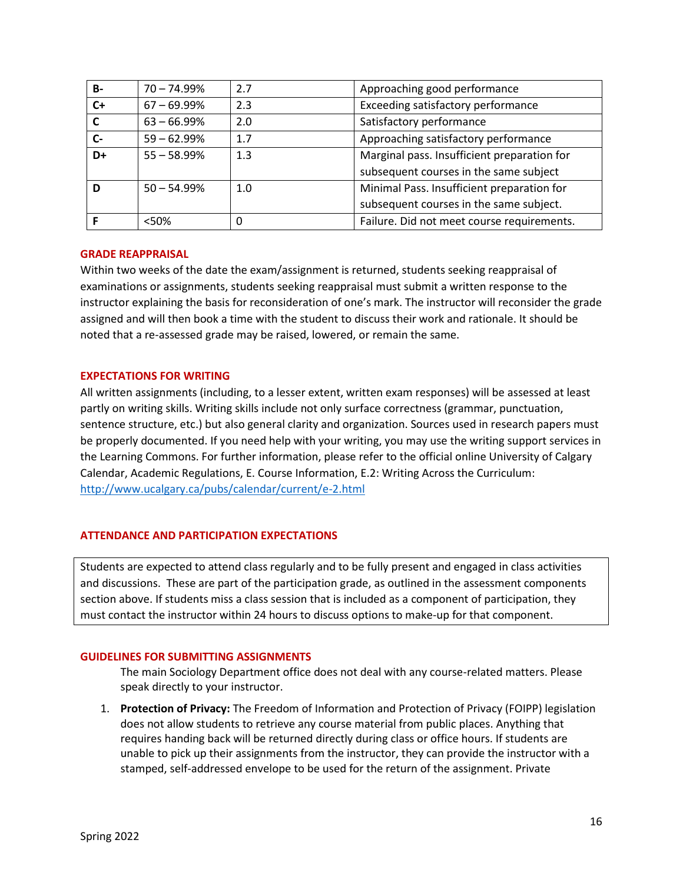| B- | 70 – 74.99% | 2.7 | Approaching good performance |
|---|---|---|---|
| C+ | 67 – 69.99% | 2.3 | Exceeding satisfactory performance |
| C | 63 – 66.99% | 2.0 | Satisfactory performance |
| C- | 59 – 62.99% | 1.7 | Approaching satisfactory performance |
| D+ | 55 – 58.99% | 1.3 | Marginal pass. Insufficient preparation for subsequent courses in the same subject |
| D | 50 – 54.99% | 1.0 | Minimal Pass. Insufficient preparation for subsequent courses in the same subject. |
| F | <50% | 0 | Failure. Did not meet course requirements. |

## GRADE REAPPRAISAL

Within two weeks of the date the exam/assignment is returned, students seeking reappraisal of examinations or assignments, students seeking reappraisal must submit a written response to the instructor explaining the basis for reconsideration of one's mark. The instructor will reconsider the grade assigned and will then book a time with the student to discuss their work and rationale. It should be noted that a re-assessed grade may be raised, lowered, or remain the same.

## EXPECTATIONS FOR WRITING

All written assignments (including, to a lesser extent, written exam responses) will be assessed at least partly on writing skills. Writing skills include not only surface correctness (grammar, punctuation, sentence structure, etc.) but also general clarity and organization. Sources used in research papers must be properly documented. If you need help with your writing, you may use the writing support services in the Learning Commons. For further information, please refer to the official online University of Calgary Calendar, Academic Regulations, E. Course Information, E.2: Writing Across the Curriculum: http://www.ucalgary.ca/pubs/calendar/current/e-2.html

## ATTENDANCE AND PARTICIPATION EXPECTATIONS

Students are expected to attend class regularly and to be fully present and engaged in class activities and discussions. These are part of the participation grade, as outlined in the assessment components section above. If students miss a class session that is included as a component of participation, they must contact the instructor within 24 hours to discuss options to make-up for that component.

## GUIDELINES FOR SUBMITTING ASSIGNMENTS

The main Sociology Department office does not deal with any course-related matters. Please speak directly to your instructor.

1. **Protection of Privacy:** The Freedom of Information and Protection of Privacy (FOIPP) legislation does not allow students to retrieve any course material from public places. Anything that requires handing back will be returned directly during class or office hours. If students are unable to pick up their assignments from the instructor, they can provide the instructor with a stamped, self-addressed envelope to be used for the return of the assignment. Private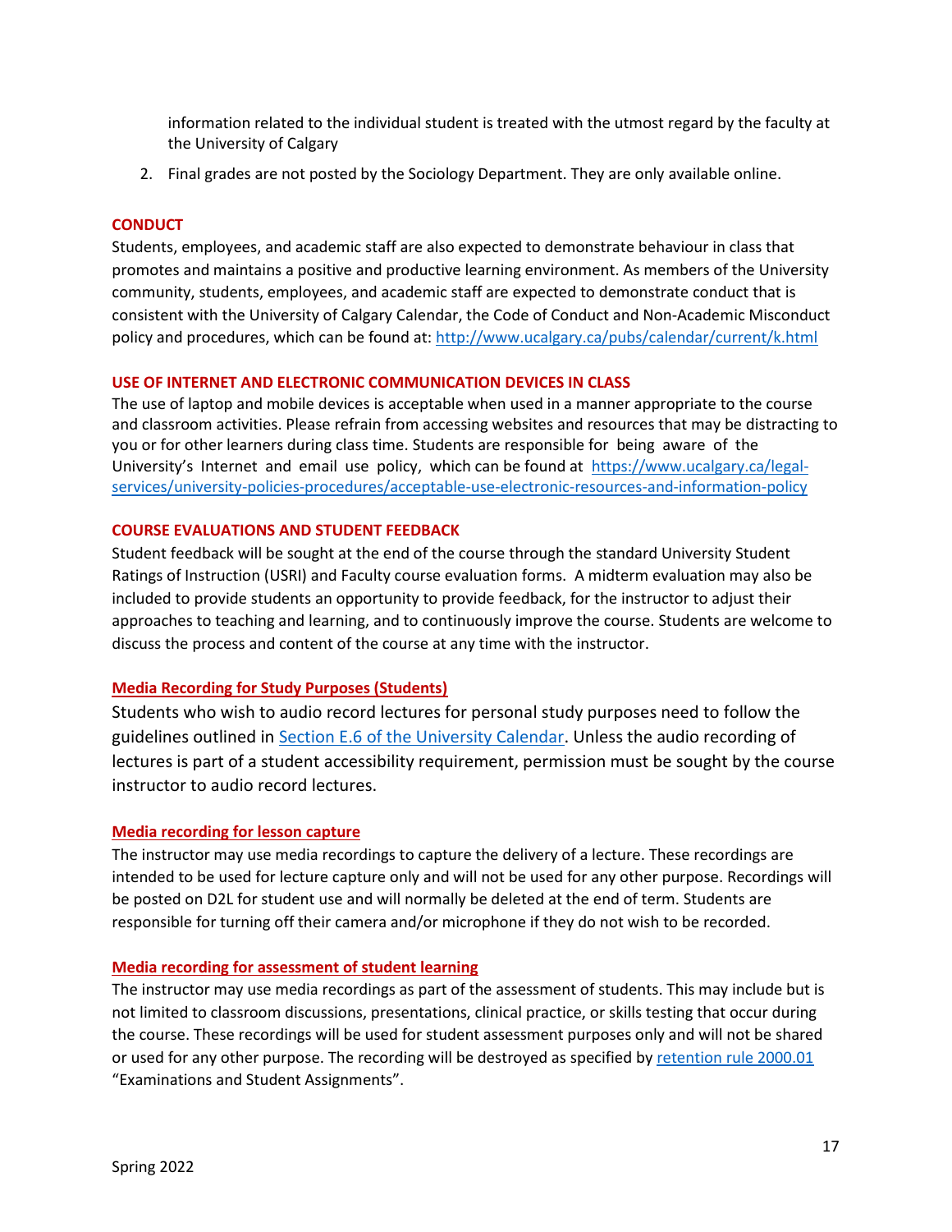information related to the individual student is treated with the utmost regard by the faculty at the University of Calgary

2. Final grades are not posted by the Sociology Department. They are only available online.

## CONDUCT

Students, employees, and academic staff are also expected to demonstrate behaviour in class that promotes and maintains a positive and productive learning environment. As members of the University community, students, employees, and academic staff are expected to demonstrate conduct that is consistent with the University of Calgary Calendar, the Code of Conduct and Non-Academic Misconduct policy and procedures, which can be found at: [http://www.ucalgary.ca/pubs/calendar/current/k.html](http://www.ucalgary.ca/pubs/calendar/current/k.html)

## USE OF INTERNET AND ELECTRONIC COMMUNICATION DEVICES IN CLASS

The use of laptop and mobile devices is acceptable when used in a manner appropriate to the course and classroom activities. Please refrain from accessing websites and resources that may be distracting to you or for other learners during class time. Students are responsible for being aware of the University's Internet and email use policy, which can be found at [https://www.ucalgary.ca/legal-services/university-policies-procedures/acceptable-use-electronic-resources-and-information-policy](https://www.ucalgary.ca/legal-services/university-policies-procedures/acceptable-use-electronic-resources-and-information-policy)

## COURSE EVALUATIONS AND STUDENT FEEDBACK

Student feedback will be sought at the end of the course through the standard University Student Ratings of Instruction (USRI) and Faculty course evaluation forms. A midterm evaluation may also be included to provide students an opportunity to provide feedback, for the instructor to adjust their approaches to teaching and learning, and to continuously improve the course. Students are welcome to discuss the process and content of the course at any time with the instructor.

## Media Recording for Study Purposes (Students)

Students who wish to audio record lectures for personal study purposes need to follow the guidelines outlined in Section E.6 of the University Calendar. Unless the audio recording of lectures is part of a student accessibility requirement, permission must be sought by the course instructor to audio record lectures.

## Media recording for lesson capture

The instructor may use media recordings to capture the delivery of a lecture. These recordings are intended to be used for lecture capture only and will not be used for any other purpose. Recordings will be posted on D2L for student use and will normally be deleted at the end of term. Students are responsible for turning off their camera and/or microphone if they do not wish to be recorded.

## Media recording for assessment of student learning

The instructor may use media recordings as part of the assessment of students. This may include but is not limited to classroom discussions, presentations, clinical practice, or skills testing that occur during the course. These recordings will be used for student assessment purposes only and will not be shared or used for any other purpose. The recording will be destroyed as specified by retention rule 2000.01 "Examinations and Student Assignments".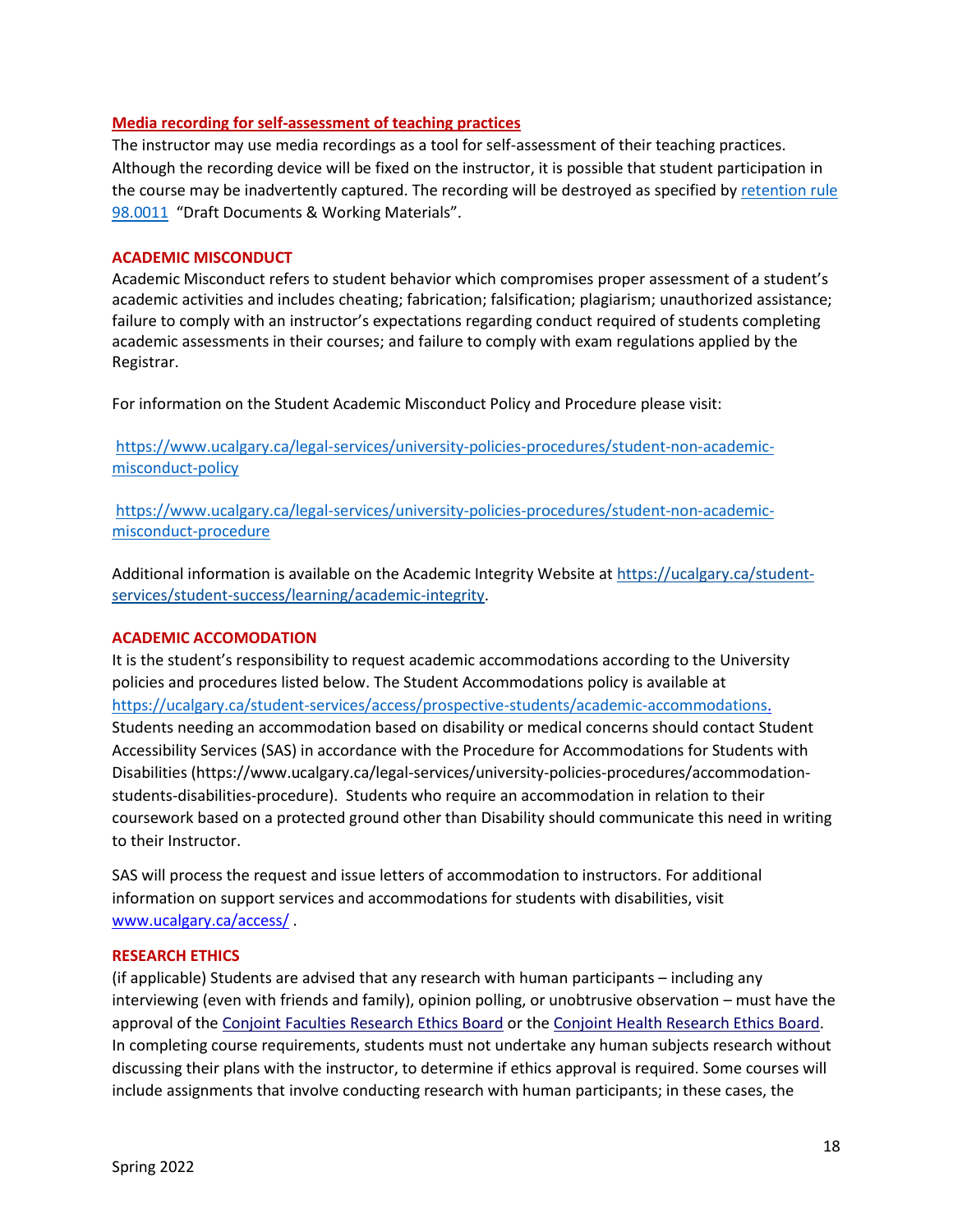**Media recording for self-assessment of teaching practices**

The instructor may use media recordings as a tool for self-assessment of their teaching practices. Although the recording device will be fixed on the instructor, it is possible that student participation in the course may be inadvertently captured. The recording will be destroyed as specified by [retention rule 98.0011](#) "Draft Documents & Working Materials".

**ACADEMIC MISCONDUCT**

Academic Misconduct refers to student behavior which compromises proper assessment of a student's academic activities and includes cheating; fabrication; falsification; plagiarism; unauthorized assistance; failure to comply with an instructor's expectations regarding conduct required of students completing academic assessments in their courses; and failure to comply with exam regulations applied by the Registrar.

For information on the Student Academic Misconduct Policy and Procedure please visit:

https://www.ucalgary.ca/legal-services/university-policies-procedures/student-non-academic-misconduct-policy

https://www.ucalgary.ca/legal-services/university-policies-procedures/student-non-academic-misconduct-procedure

Additional information is available on the Academic Integrity Website at https://ucalgary.ca/student-services/student-success/learning/academic-integrity.

**ACADEMIC ACCOMODATION**

It is the student's responsibility to request academic accommodations according to the University policies and procedures listed below. The Student Accommodations policy is available at https://ucalgary.ca/student-services/access/prospective-students/academic-accommodations. Students needing an accommodation based on disability or medical concerns should contact Student Accessibility Services (SAS) in accordance with the Procedure for Accommodations for Students with Disabilities (https://www.ucalgary.ca/legal-services/university-policies-procedures/accommodation-students-disabilities-procedure). Students who require an accommodation in relation to their coursework based on a protected ground other than Disability should communicate this need in writing to their Instructor.

SAS will process the request and issue letters of accommodation to instructors. For additional information on support services and accommodations for students with disabilities, visit www.ucalgary.ca/access/ .

**RESEARCH ETHICS**

(if applicable) Students are advised that any research with human participants – including any interviewing (even with friends and family), opinion polling, or unobtrusive observation – must have the approval of the Conjoint Faculties Research Ethics Board or the Conjoint Health Research Ethics Board. In completing course requirements, students must not undertake any human subjects research without discussing their plans with the instructor, to determine if ethics approval is required. Some courses will include assignments that involve conducting research with human participants; in these cases, the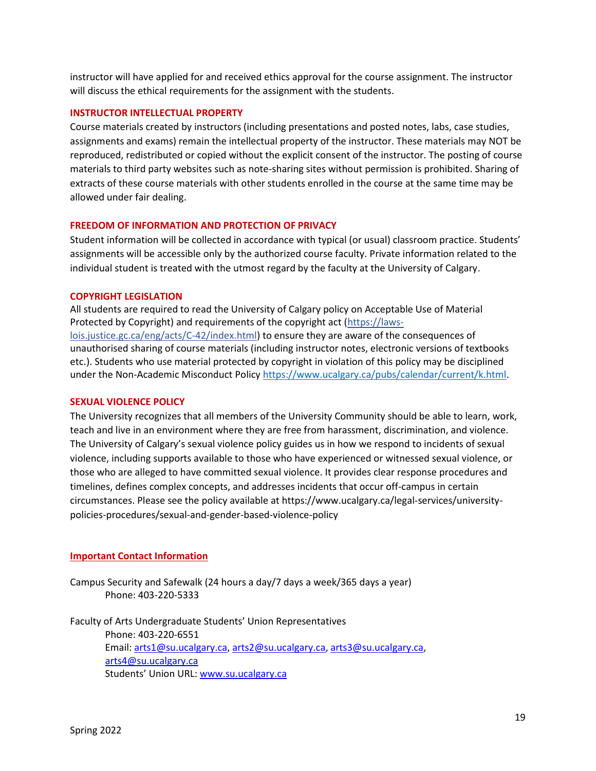instructor will have applied for and received ethics approval for the course assignment. The instructor will discuss the ethical requirements for the assignment with the students.

### INSTRUCTOR INTELLECTUAL PROPERTY

Course materials created by instructors (including presentations and posted notes, labs, case studies, assignments and exams) remain the intellectual property of the instructor. These materials may NOT be reproduced, redistributed or copied without the explicit consent of the instructor. The posting of course materials to third party websites such as note-sharing sites without permission is prohibited. Sharing of extracts of these course materials with other students enrolled in the course at the same time may be allowed under fair dealing.

### FREEDOM OF INFORMATION AND PROTECTION OF PRIVACY

Student information will be collected in accordance with typical (or usual) classroom practice. Students' assignments will be accessible only by the authorized course faculty. Private information related to the individual student is treated with the utmost regard by the faculty at the University of Calgary.

### COPYRIGHT LEGISLATION

All students are required to read the University of Calgary policy on Acceptable Use of Material Protected by Copyright) and requirements of the copyright act (https://laws-lois.justice.gc.ca/eng/acts/C-42/index.html) to ensure they are aware of the consequences of unauthorised sharing of course materials (including instructor notes, electronic versions of textbooks etc.). Students who use material protected by copyright in violation of this policy may be disciplined under the Non-Academic Misconduct Policy https://www.ucalgary.ca/pubs/calendar/current/k.html.

### SEXUAL VIOLENCE POLICY

The University recognizes that all members of the University Community should be able to learn, work, teach and live in an environment where they are free from harassment, discrimination, and violence. The University of Calgary's sexual violence policy guides us in how we respond to incidents of sexual violence, including supports available to those who have experienced or witnessed sexual violence, or those who are alleged to have committed sexual violence. It provides clear response procedures and timelines, defines complex concepts, and addresses incidents that occur off-campus in certain circumstances. Please see the policy available at https://www.ucalgary.ca/legal-services/university-policies-procedures/sexual-and-gender-based-violence-policy

### Important Contact Information

Campus Security and Safewalk (24 hours a day/7 days a week/365 days a year)
  Phone: 403-220-5333

Faculty of Arts Undergraduate Students' Union Representatives
  Phone: 403-220-6551
  Email: arts1@su.ucalgary.ca, arts2@su.ucalgary.ca, arts3@su.ucalgary.ca, arts4@su.ucalgary.ca
  Students' Union URL: www.su.ucalgary.ca

Spring 2022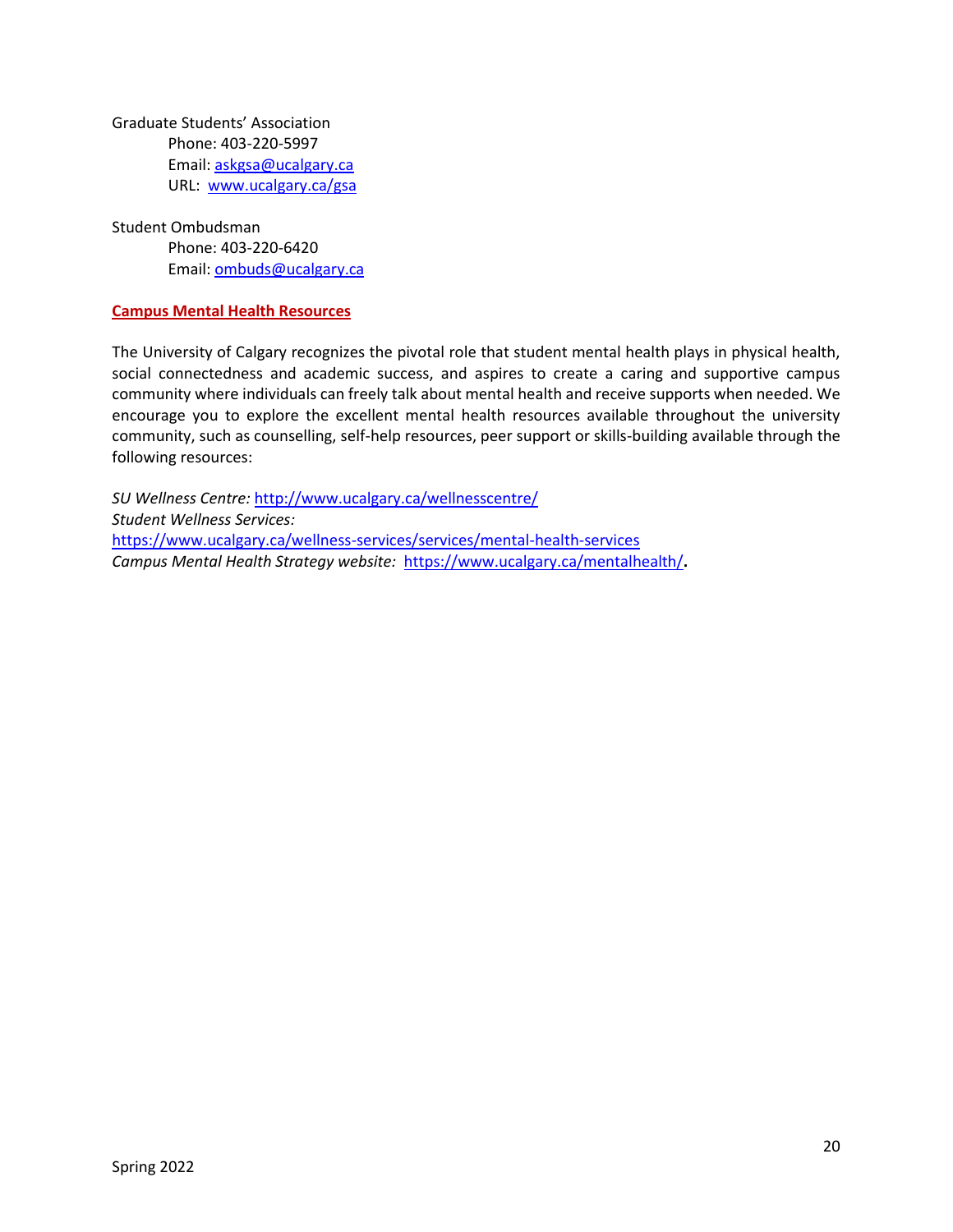Graduate Students' Association

Phone: 403-220-5997
Email: askgsa@ucalgary.ca
URL: www.ucalgary.ca/gsa

Student Ombudsman

Phone: 403-220-6420
Email: ombuds@ucalgary.ca

**Campus Mental Health Resources**

The University of Calgary recognizes the pivotal role that student mental health plays in physical health, social connectedness and academic success, and aspires to create a caring and supportive campus community where individuals can freely talk about mental health and receive supports when needed. We encourage you to explore the excellent mental health resources available throughout the university community, such as counselling, self-help resources, peer support or skills-building available through the following resources:

*SU Wellness Centre:* http://www.ucalgary.ca/wellnesscentre/
*Student Wellness Services:*
https://www.ucalgary.ca/wellness-services/services/mental-health-services
*Campus Mental Health Strategy website:* https://www.ucalgary.ca/mentalhealth/.

Spring 2022